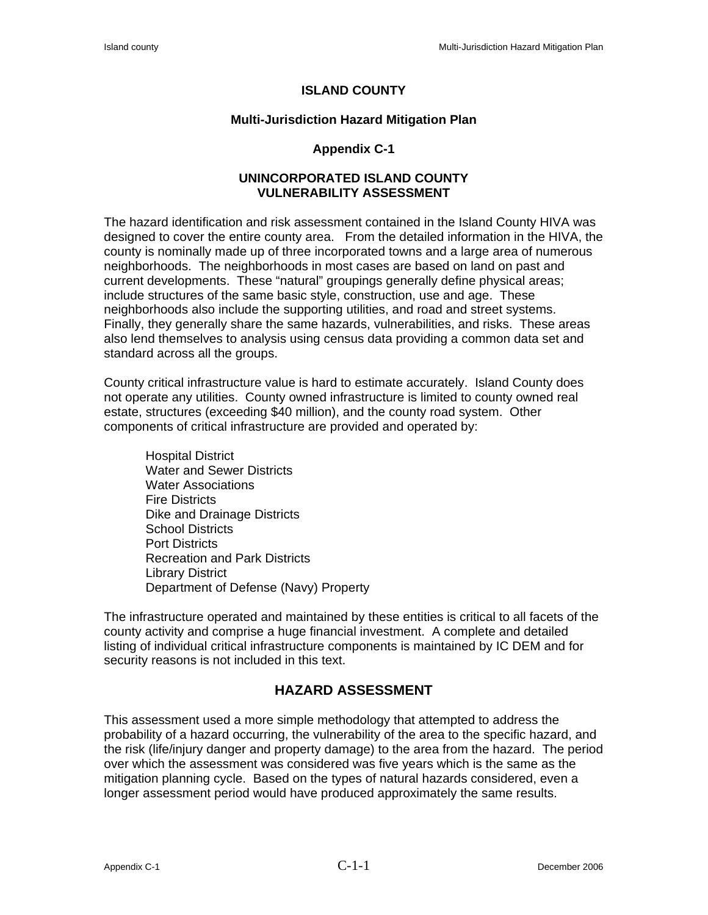# ISLAND COUNTY

## Multi-Jurisdiction Hazard Mitigation Plan

## Appendix C-1

## UNINCORPORATED ISLAND COUNTY VULNERABILITY ASSESSMENT

The hazard identification and risk assessment contained in the Island County HIVA was designed to cover the entire county area. From the detailed information in the HIVA, the county is nominally made up of three incorporated towns and a large area of numerous neighborhoods. The neighborhoods in most cases are based on land on past and current developments. These "natural" groupings generally define physical areas; include structures of the same basic style, construction, use and age. These neighborhoods also include the supporting utilities, and road and street systems. Finally, they generally share the same hazards, vulnerabilities, and risks. These areas also lend themselves to analysis using census data providing a common data set and standard across all the groups.

County critical infrastructure value is hard to estimate accurately. Island County does not operate any utilities. County owned infrastructure is limited to county owned real estate, structures (exceeding $40 million), and the county road system. Other components of critical infrastructure are provided and operated by:

- Hospital District
- Water and Sewer Districts
- Water Associations
- Fire Districts
- Dike and Drainage Districts
- School Districts
- Port Districts
- Recreation and Park Districts
- Library District
- Department of Defense (Navy) Property

The infrastructure operated and maintained by these entities is critical to all facets of the county activity and comprise a huge financial investment. A complete and detailed listing of individual critical infrastructure components is maintained by IC DEM and for security reasons is not included in this text.

## HAZARD ASSESSMENT

This assessment used a more simple methodology that attempted to address the probability of a hazard occurring, the vulnerability of the area to the specific hazard, and the risk (life/injury danger and property damage) to the area from the hazard. The period over which the assessment was considered was five years which is the same as the mitigation planning cycle. Based on the types of natural hazards considered, even a longer assessment period would have produced approximately the same results.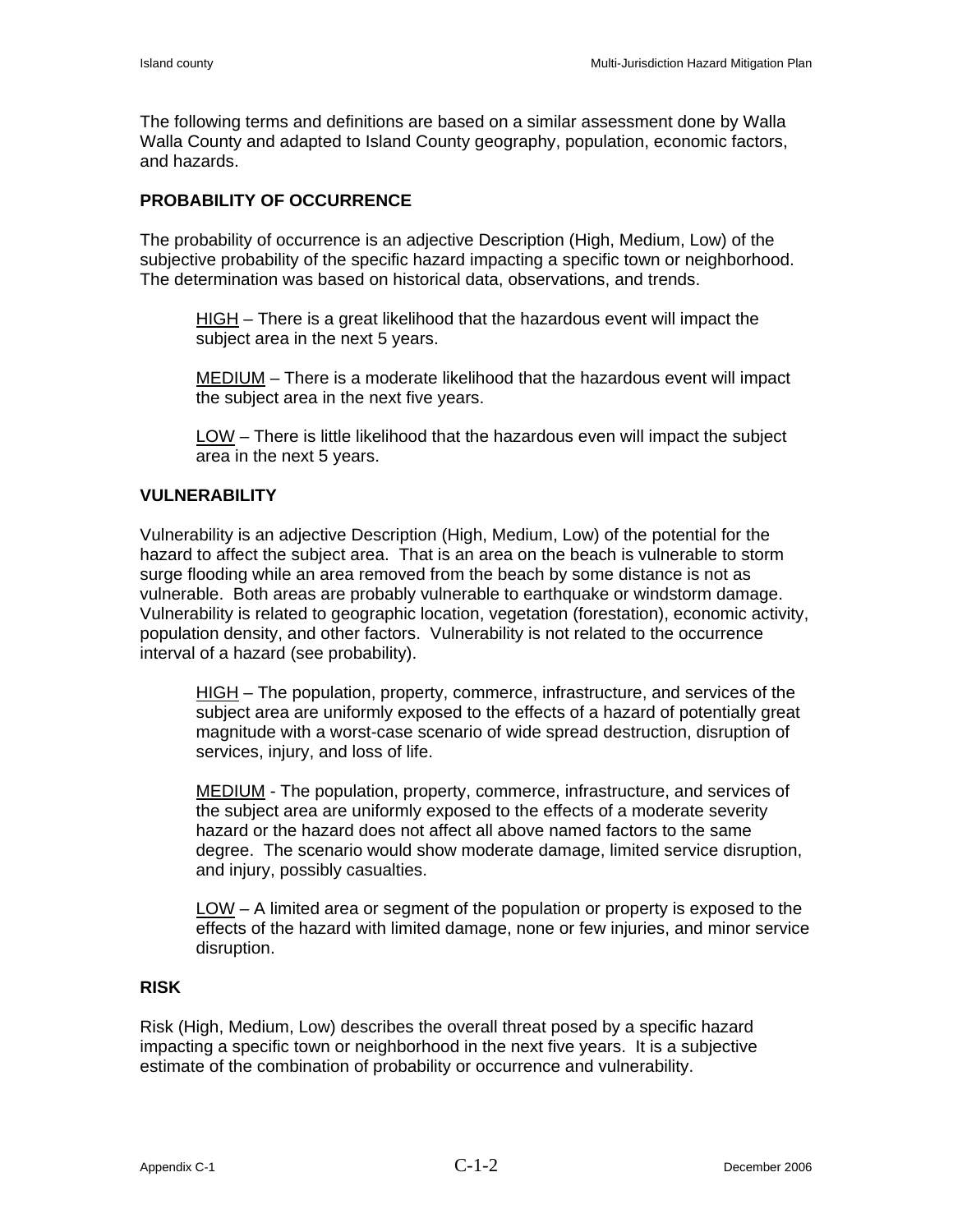The following terms and definitions are based on a similar assessment done by Walla Walla County and adapted to Island County geography, population, economic factors, and hazards.

**PROBABILITY OF OCCURRENCE**

The probability of occurrence is an adjective Description (High, Medium, Low) of the subjective probability of the specific hazard impacting a specific town or neighborhood. The determination was based on historical data, observations, and trends.

> HIGH – There is a great likelihood that the hazardous event will impact the subject area in the next 5 years.
>
> MEDIUM – There is a moderate likelihood that the hazardous event will impact the subject area in the next five years.
>
> LOW – There is little likelihood that the hazardous even will impact the subject area in the next 5 years.

**VULNERABILITY**

Vulnerability is an adjective Description (High, Medium, Low) of the potential for the hazard to affect the subject area. That is an area on the beach is vulnerable to storm surge flooding while an area removed from the beach by some distance is not as vulnerable. Both areas are probably vulnerable to earthquake or windstorm damage. Vulnerability is related to geographic location, vegetation (forestation), economic activity, population density, and other factors. Vulnerability is not related to the occurrence interval of a hazard (see probability).

> HIGH – The population, property, commerce, infrastructure, and services of the subject area are uniformly exposed to the effects of a hazard of potentially great magnitude with a worst-case scenario of wide spread destruction, disruption of services, injury, and loss of life.
>
> MEDIUM - The population, property, commerce, infrastructure, and services of the subject area are uniformly exposed to the effects of a moderate severity hazard or the hazard does not affect all above named factors to the same degree. The scenario would show moderate damage, limited service disruption, and injury, possibly casualties.
>
> LOW – A limited area or segment of the population or property is exposed to the effects of the hazard with limited damage, none or few injuries, and minor service disruption.

**RISK**

Risk (High, Medium, Low) describes the overall threat posed by a specific hazard impacting a specific town or neighborhood in the next five years. It is a subjective estimate of the combination of probability or occurrence and vulnerability.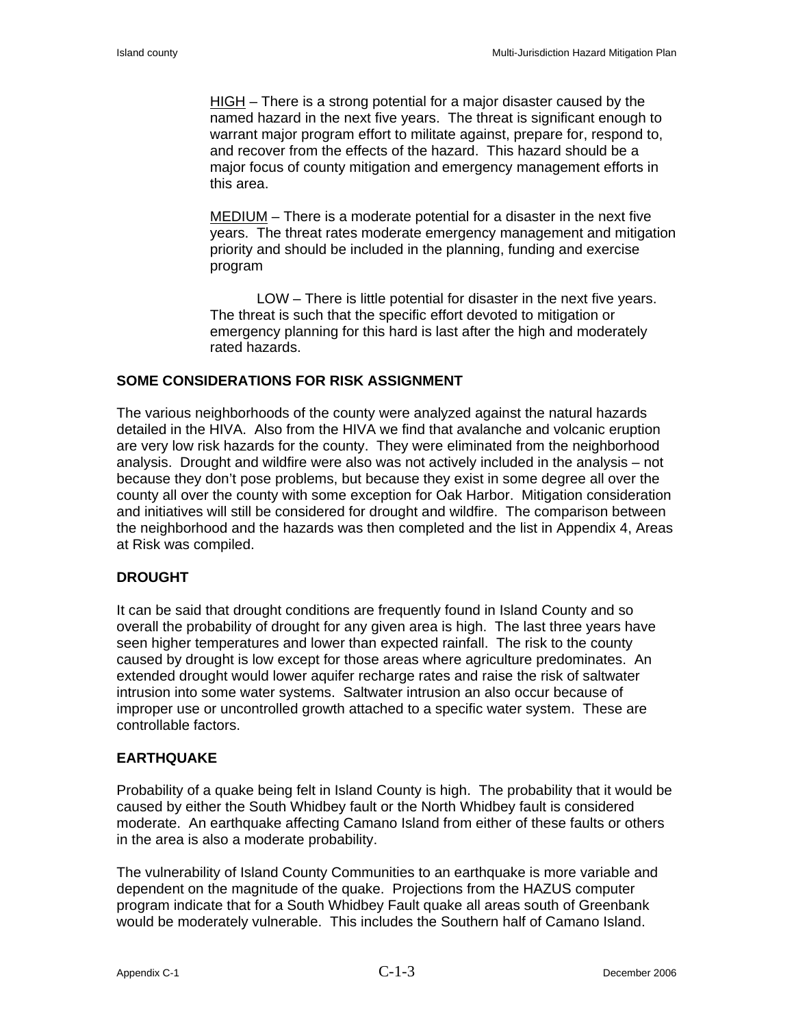HIGH – There is a strong potential for a major disaster caused by the named hazard in the next five years. The threat is significant enough to warrant major program effort to militate against, prepare for, respond to, and recover from the effects of the hazard. This hazard should be a major focus of county mitigation and emergency management efforts in this area.

MEDIUM – There is a moderate potential for a disaster in the next five years. The threat rates moderate emergency management and mitigation priority and should be included in the planning, funding and exercise program

LOW – There is little potential for disaster in the next five years. The threat is such that the specific effort devoted to mitigation or emergency planning for this hard is last after the high and moderately rated hazards.

**SOME CONSIDERATIONS FOR RISK ASSIGNMENT**

The various neighborhoods of the county were analyzed against the natural hazards detailed in the HIVA. Also from the HIVA we find that avalanche and volcanic eruption are very low risk hazards for the county. They were eliminated from the neighborhood analysis. Drought and wildfire were also was not actively included in the analysis – not because they don't pose problems, but because they exist in some degree all over the county all over the county with some exception for Oak Harbor. Mitigation consideration and initiatives will still be considered for drought and wildfire. The comparison between the neighborhood and the hazards was then completed and the list in Appendix 4, Areas at Risk was compiled.

**DROUGHT**

It can be said that drought conditions are frequently found in Island County and so overall the probability of drought for any given area is high. The last three years have seen higher temperatures and lower than expected rainfall. The risk to the county caused by drought is low except for those areas where agriculture predominates. An extended drought would lower aquifer recharge rates and raise the risk of saltwater intrusion into some water systems. Saltwater intrusion an also occur because of improper use or uncontrolled growth attached to a specific water system. These are controllable factors.

**EARTHQUAKE**

Probability of a quake being felt in Island County is high. The probability that it would be caused by either the South Whidbey fault or the North Whidbey fault is considered moderate. An earthquake affecting Camano Island from either of these faults or others in the area is also a moderate probability.

The vulnerability of Island County Communities to an earthquake is more variable and dependent on the magnitude of the quake. Projections from the HAZUS computer program indicate that for a South Whidbey Fault quake all areas south of Greenbank would be moderately vulnerable. This includes the Southern half of Camano Island.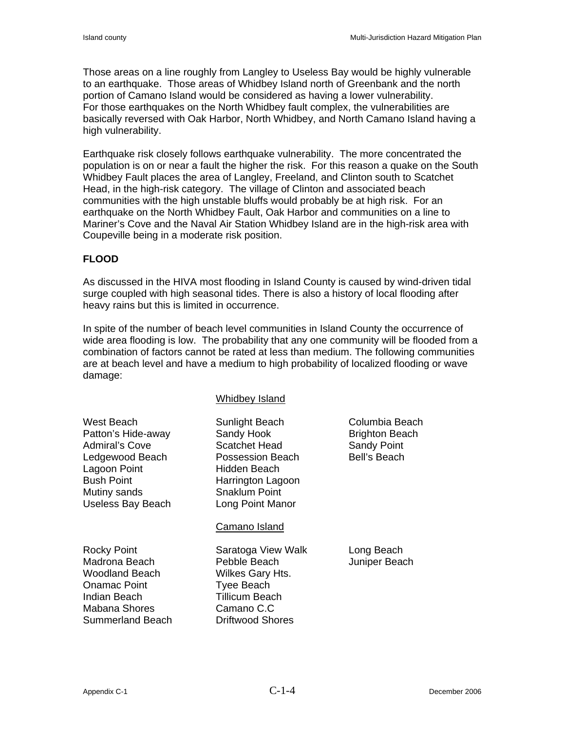Those areas on a line roughly from Langley to Useless Bay would be highly vulnerable to an earthquake. Those areas of Whidbey Island north of Greenbank and the north portion of Camano Island would be considered as having a lower vulnerability. For those earthquakes on the North Whidbey fault complex, the vulnerabilities are basically reversed with Oak Harbor, North Whidbey, and North Camano Island having a high vulnerability.

Earthquake risk closely follows earthquake vulnerability. The more concentrated the population is on or near a fault the higher the risk. For this reason a quake on the South Whidbey Fault places the area of Langley, Freeland, and Clinton south to Scatchet Head, in the high-risk category. The village of Clinton and associated beach communities with the high unstable bluffs would probably be at high risk. For an earthquake on the North Whidbey Fault, Oak Harbor and communities on a line to Mariner's Cove and the Naval Air Station Whidbey Island are in the high-risk area with Coupeville being in a moderate risk position.

## FLOOD

As discussed in the HIVA most flooding in Island County is caused by wind-driven tidal surge coupled with high seasonal tides. There is also a history of local flooding after heavy rains but this is limited in occurrence.

In spite of the number of beach level communities in Island County the occurrence of wide area flooding is low. The probability that any one community will be flooded from a combination of factors cannot be rated at less than medium. The following communities are at beach level and have a medium to high probability of localized flooding or wave damage:

<u>Whidbey Island</u>

| | | |
|---|---|---|
| West Beach | Sunlight Beach | Columbia Beach |
| Patton's Hide-away | Sandy Hook | Brighton Beach |
| Admiral's Cove | Scatchet Head | Sandy Point |
| Ledgewood Beach | Possession Beach | Bell's Beach |
| Lagoon Point | Hidden Beach | |
| Bush Point | Harrington Lagoon | |
| Mutiny sands | Snaklum Point | |
| Useless Bay Beach | Long Point Manor | |

<u>Camano Island</u>

| | | |
|---|---|---|
| Rocky Point | Saratoga View Walk | Long Beach |
| Madrona Beach | Pebble Beach | Juniper Beach |
| Woodland Beach | Wilkes Gary Hts. | |
| Onamac Point | Tyee Beach | |
| Indian Beach | Tillicum Beach | |
| Mabana Shores | Camano C.C | |
| Summerland Beach | Driftwood Shores | |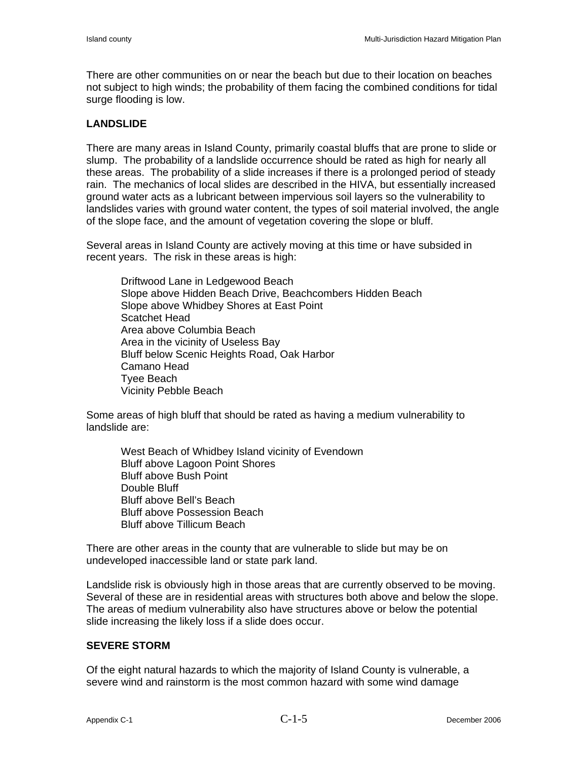There are other communities on or near the beach but due to their location on beaches not subject to high winds; the probability of them facing the combined conditions for tidal surge flooding is low.

## LANDSLIDE

There are many areas in Island County, primarily coastal bluffs that are prone to slide or slump. The probability of a landslide occurrence should be rated as high for nearly all these areas. The probability of a slide increases if there is a prolonged period of steady rain. The mechanics of local slides are described in the HIVA, but essentially increased ground water acts as a lubricant between impervious soil layers so the vulnerability to landslides varies with ground water content, the types of soil material involved, the angle of the slope face, and the amount of vegetation covering the slope or bluff.

Several areas in Island County are actively moving at this time or have subsided in recent years. The risk in these areas is high:

- Driftwood Lane in Ledgewood Beach
- Slope above Hidden Beach Drive, Beachcombers Hidden Beach
- Slope above Whidbey Shores at East Point
- Scatchet Head
- Area above Columbia Beach
- Area in the vicinity of Useless Bay
- Bluff below Scenic Heights Road, Oak Harbor
- Camano Head
- Tyee Beach
- Vicinity Pebble Beach

Some areas of high bluff that should be rated as having a medium vulnerability to landslide are:

- West Beach of Whidbey Island vicinity of Evendown
- Bluff above Lagoon Point Shores
- Bluff above Bush Point
- Double Bluff
- Bluff above Bell's Beach
- Bluff above Possession Beach
- Bluff above Tillicum Beach

There are other areas in the county that are vulnerable to slide but may be on undeveloped inaccessible land or state park land.

Landslide risk is obviously high in those areas that are currently observed to be moving. Several of these are in residential areas with structures both above and below the slope. The areas of medium vulnerability also have structures above or below the potential slide increasing the likely loss if a slide does occur.

## SEVERE STORM

Of the eight natural hazards to which the majority of Island County is vulnerable, a severe wind and rainstorm is the most common hazard with some wind damage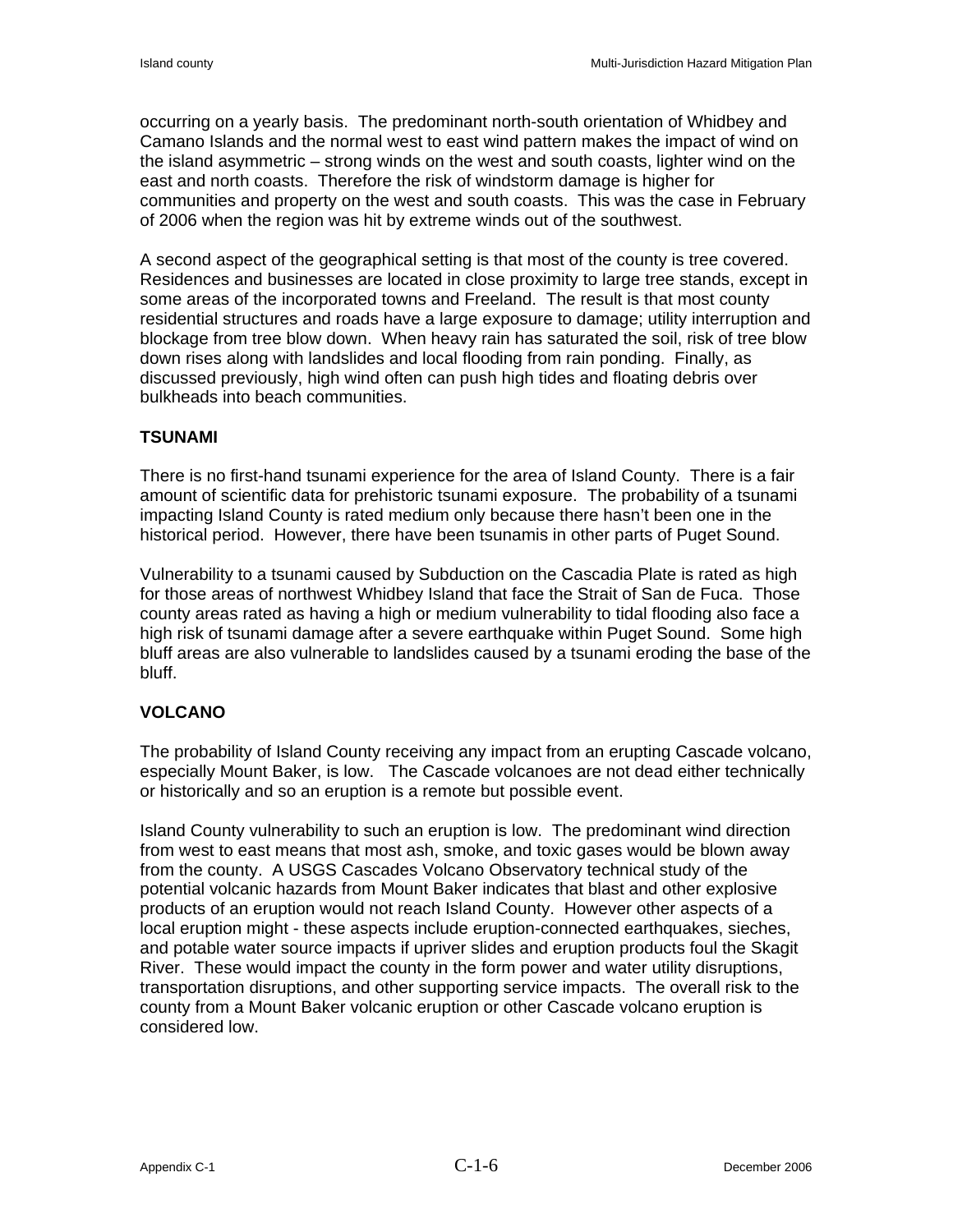occurring on a yearly basis. The predominant north-south orientation of Whidbey and Camano Islands and the normal west to east wind pattern makes the impact of wind on the island asymmetric – strong winds on the west and south coasts, lighter wind on the east and north coasts. Therefore the risk of windstorm damage is higher for communities and property on the west and south coasts. This was the case in February of 2006 when the region was hit by extreme winds out of the southwest.

A second aspect of the geographical setting is that most of the county is tree covered. Residences and businesses are located in close proximity to large tree stands, except in some areas of the incorporated towns and Freeland. The result is that most county residential structures and roads have a large exposure to damage; utility interruption and blockage from tree blow down. When heavy rain has saturated the soil, risk of tree blow down rises along with landslides and local flooding from rain ponding. Finally, as discussed previously, high wind often can push high tides and floating debris over bulkheads into beach communities.

**TSUNAMI**

There is no first-hand tsunami experience for the area of Island County. There is a fair amount of scientific data for prehistoric tsunami exposure. The probability of a tsunami impacting Island County is rated medium only because there hasn't been one in the historical period. However, there have been tsunamis in other parts of Puget Sound.

Vulnerability to a tsunami caused by Subduction on the Cascadia Plate is rated as high for those areas of northwest Whidbey Island that face the Strait of San de Fuca. Those county areas rated as having a high or medium vulnerability to tidal flooding also face a high risk of tsunami damage after a severe earthquake within Puget Sound. Some high bluff areas are also vulnerable to landslides caused by a tsunami eroding the base of the bluff.

**VOLCANO**

The probability of Island County receiving any impact from an erupting Cascade volcano, especially Mount Baker, is low. The Cascade volcanoes are not dead either technically or historically and so an eruption is a remote but possible event.

Island County vulnerability to such an eruption is low. The predominant wind direction from west to east means that most ash, smoke, and toxic gases would be blown away from the county. A USGS Cascades Volcano Observatory technical study of the potential volcanic hazards from Mount Baker indicates that blast and other explosive products of an eruption would not reach Island County. However other aspects of a local eruption might - these aspects include eruption-connected earthquakes, sieches, and potable water source impacts if upriver slides and eruption products foul the Skagit River. These would impact the county in the form power and water utility disruptions, transportation disruptions, and other supporting service impacts. The overall risk to the county from a Mount Baker volcanic eruption or other Cascade volcano eruption is considered low.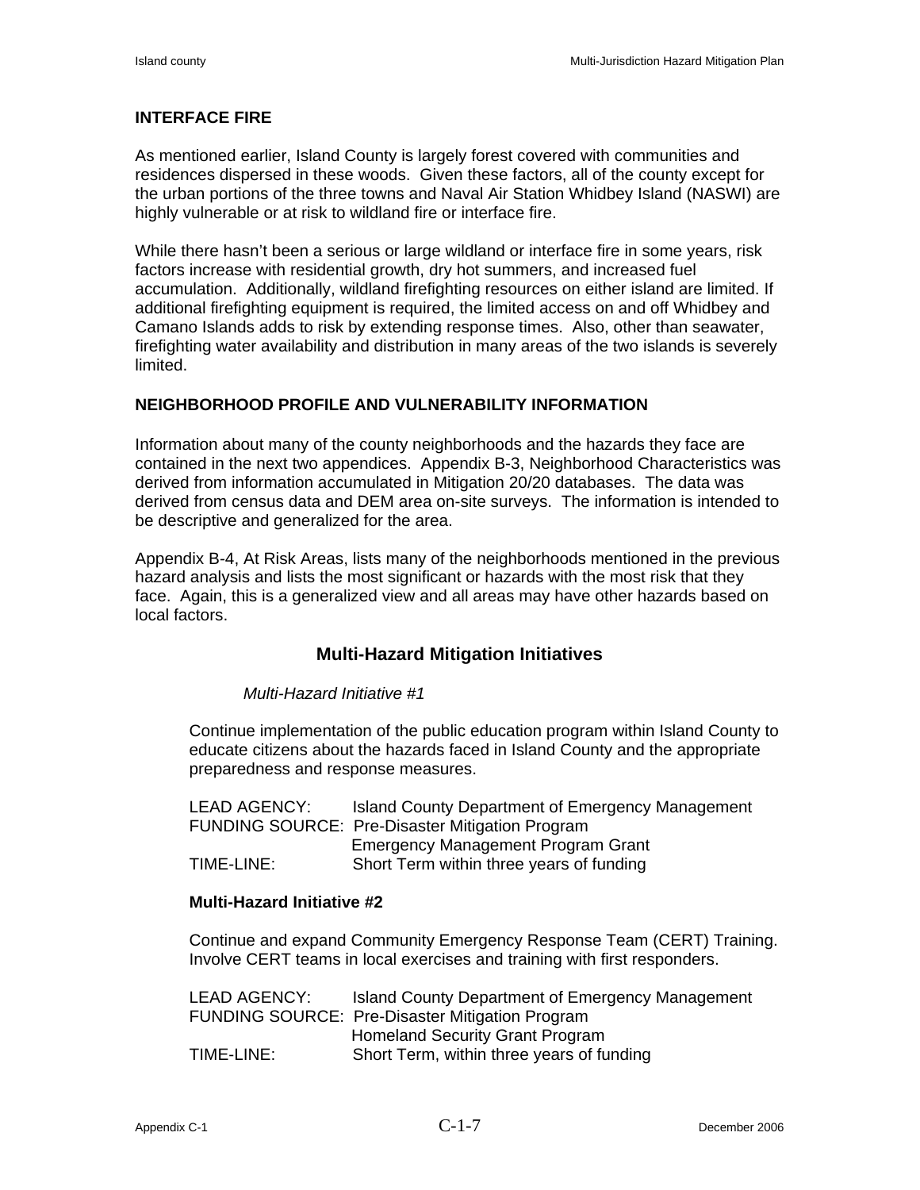## INTERFACE FIRE

As mentioned earlier, Island County is largely forest covered with communities and residences dispersed in these woods. Given these factors, all of the county except for the urban portions of the three towns and Naval Air Station Whidbey Island (NASWI) are highly vulnerable or at risk to wildland fire or interface fire.

While there hasn't been a serious or large wildland or interface fire in some years, risk factors increase with residential growth, dry hot summers, and increased fuel accumulation. Additionally, wildland firefighting resources on either island are limited. If additional firefighting equipment is required, the limited access on and off Whidbey and Camano Islands adds to risk by extending response times. Also, other than seawater, firefighting water availability and distribution in many areas of the two islands is severely limited.

## NEIGHBORHOOD PROFILE AND VULNERABILITY INFORMATION

Information about many of the county neighborhoods and the hazards they face are contained in the next two appendices. Appendix B-3, Neighborhood Characteristics was derived from information accumulated in Mitigation 20/20 databases. The data was derived from census data and DEM area on-site surveys. The information is intended to be descriptive and generalized for the area.

Appendix B-4, At Risk Areas, lists many of the neighborhoods mentioned in the previous hazard analysis and lists the most significant or hazards with the most risk that they face. Again, this is a generalized view and all areas may have other hazards based on local factors.

# Multi-Hazard Mitigation Initiatives

*Multi-Hazard Initiative #1*

Continue implementation of the public education program within Island County to educate citizens about the hazards faced in Island County and the appropriate preparedness and response measures.

LEAD AGENCY: Island County Department of Emergency Management
FUNDING SOURCE: Pre-Disaster Mitigation Program
Emergency Management Program Grant
TIME-LINE: Short Term within three years of funding

**Multi-Hazard Initiative #2**

Continue and expand Community Emergency Response Team (CERT) Training. Involve CERT teams in local exercises and training with first responders.

LEAD AGENCY: Island County Department of Emergency Management
FUNDING SOURCE: Pre-Disaster Mitigation Program
Homeland Security Grant Program
TIME-LINE: Short Term, within three years of funding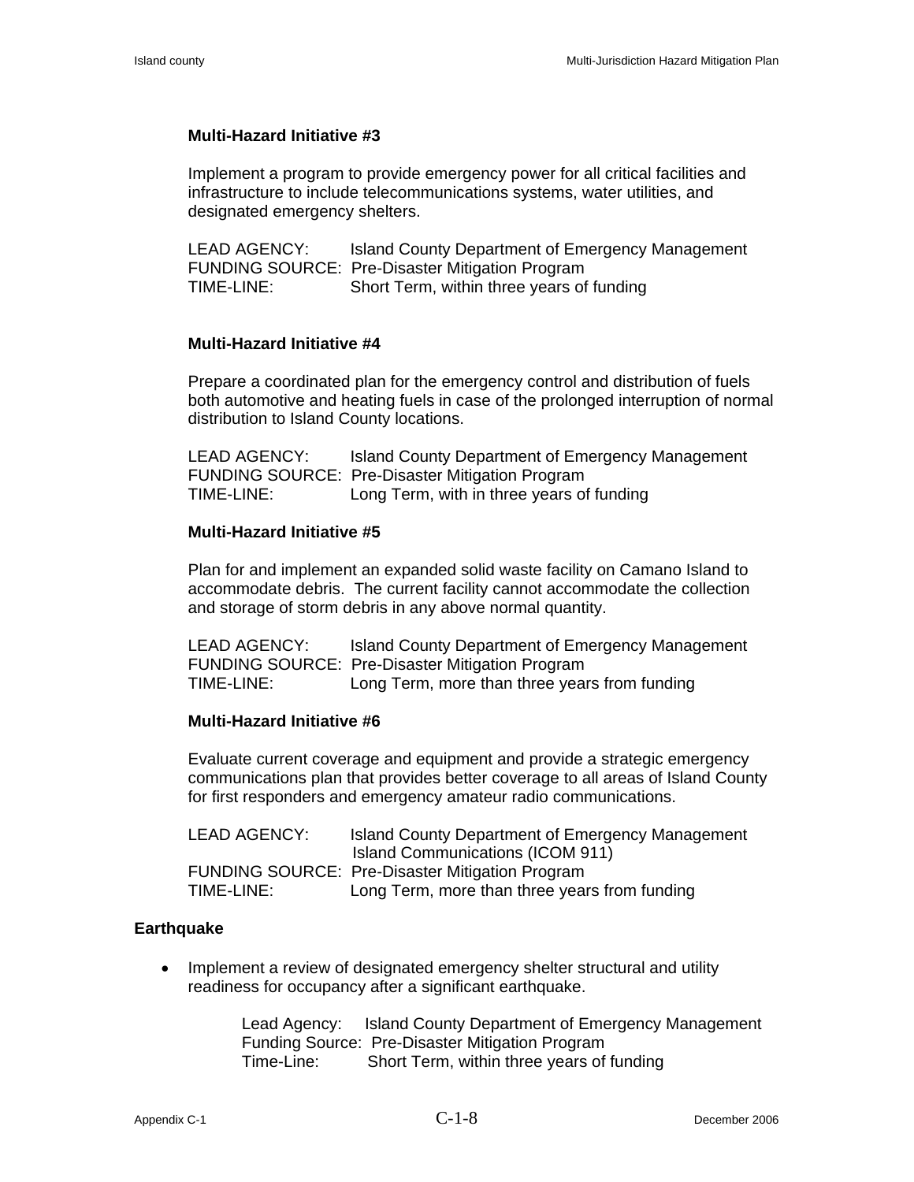**Multi-Hazard Initiative #3**

Implement a program to provide emergency power for all critical facilities and infrastructure to include telecommunications systems, water utilities, and designated emergency shelters.

LEAD AGENCY: Island County Department of Emergency Management
FUNDING SOURCE: Pre-Disaster Mitigation Program
TIME-LINE: Short Term, within three years of funding

**Multi-Hazard Initiative #4**

Prepare a coordinated plan for the emergency control and distribution of fuels both automotive and heating fuels in case of the prolonged interruption of normal distribution to Island County locations.

LEAD AGENCY: Island County Department of Emergency Management
FUNDING SOURCE: Pre-Disaster Mitigation Program
TIME-LINE: Long Term, with in three years of funding

**Multi-Hazard Initiative #5**

Plan for and implement an expanded solid waste facility on Camano Island to accommodate debris. The current facility cannot accommodate the collection and storage of storm debris in any above normal quantity.

LEAD AGENCY: Island County Department of Emergency Management
FUNDING SOURCE: Pre-Disaster Mitigation Program
TIME-LINE: Long Term, more than three years from funding

**Multi-Hazard Initiative #6**

Evaluate current coverage and equipment and provide a strategic emergency communications plan that provides better coverage to all areas of Island County for first responders and emergency amateur radio communications.

LEAD AGENCY: Island County Department of Emergency Management
Island Communications (ICOM 911)
FUNDING SOURCE: Pre-Disaster Mitigation Program
TIME-LINE: Long Term, more than three years from funding

**Earthquake**

- Implement a review of designated emergency shelter structural and utility readiness for occupancy after a significant earthquake.

  Lead Agency: Island County Department of Emergency Management
  Funding Source: Pre-Disaster Mitigation Program
  Time-Line: Short Term, within three years of funding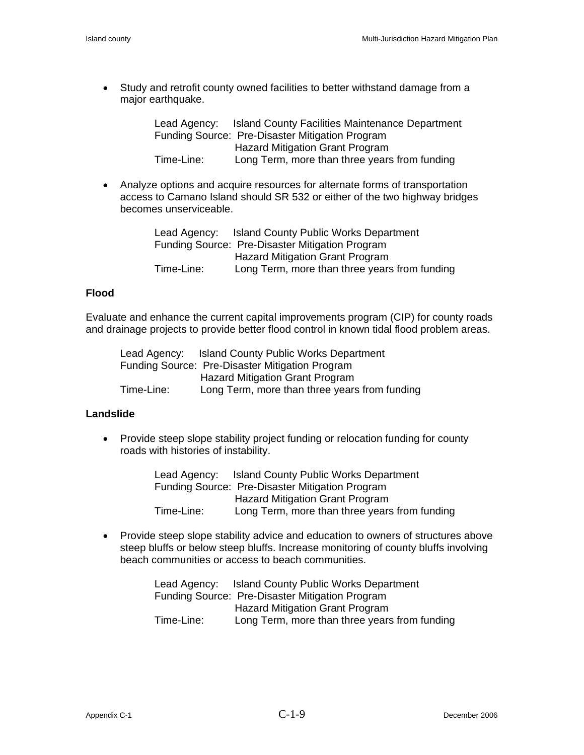- Study and retrofit county owned facilities to better withstand damage from a major earthquake.

  Lead Agency: Island County Facilities Maintenance Department
  Funding Source: Pre-Disaster Mitigation Program
  Hazard Mitigation Grant Program
  Time-Line: Long Term, more than three years from funding

- Analyze options and acquire resources for alternate forms of transportation access to Camano Island should SR 532 or either of the two highway bridges becomes unserviceable.

  Lead Agency: Island County Public Works Department
  Funding Source: Pre-Disaster Mitigation Program
  Hazard Mitigation Grant Program
  Time-Line: Long Term, more than three years from funding

**Flood**

Evaluate and enhance the current capital improvements program (CIP) for county roads and drainage projects to provide better flood control in known tidal flood problem areas.

Lead Agency: Island County Public Works Department
Funding Source: Pre-Disaster Mitigation Program
Hazard Mitigation Grant Program
Time-Line: Long Term, more than three years from funding

**Landslide**

- Provide steep slope stability project funding or relocation funding for county roads with histories of instability.

  Lead Agency: Island County Public Works Department
  Funding Source: Pre-Disaster Mitigation Program
  Hazard Mitigation Grant Program
  Time-Line: Long Term, more than three years from funding

- Provide steep slope stability advice and education to owners of structures above steep bluffs or below steep bluffs. Increase monitoring of county bluffs involving beach communities or access to beach communities.

  Lead Agency: Island County Public Works Department
  Funding Source: Pre-Disaster Mitigation Program
  Hazard Mitigation Grant Program
  Time-Line: Long Term, more than three years from funding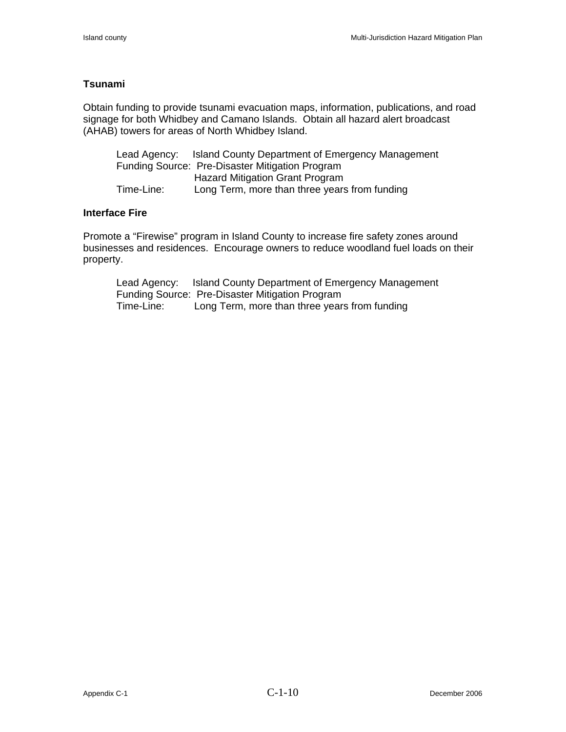**Tsunami**

Obtain funding to provide tsunami evacuation maps, information, publications, and road signage for both Whidbey and Camano Islands. Obtain all hazard alert broadcast (AHAB) towers for areas of North Whidbey Island.

Lead Agency: Island County Department of Emergency Management
Funding Source: Pre-Disaster Mitigation Program
Hazard Mitigation Grant Program
Time-Line: Long Term, more than three years from funding

**Interface Fire**

Promote a "Firewise" program in Island County to increase fire safety zones around businesses and residences. Encourage owners to reduce woodland fuel loads on their property.

Lead Agency: Island County Department of Emergency Management
Funding Source: Pre-Disaster Mitigation Program
Time-Line: Long Term, more than three years from funding